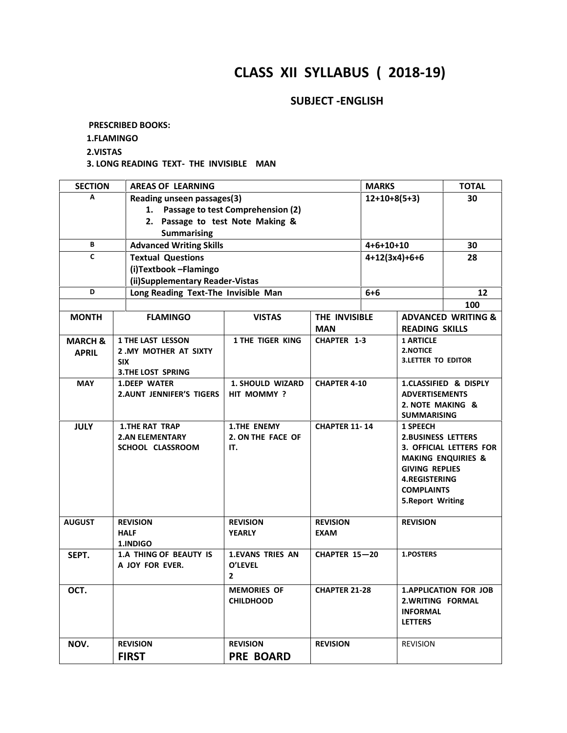# CLASS XII SYLLABUS ( 2018-19)

## SUBJECT -ENGLISH

**PRESCRIBED BOOKS:**

**1.FLAMINGO**

**2.VISTAS**

**3. LONG READING TEXT- THE INVISIBLE MAN**

| SECTION | AREAS OF LEARNING | MARKS | TOTAL |
|---|---|---|---|
| A | Reading unseen passages(3)<br>1. Passage to test Comprehension (2)<br>2. Passage to test Note Making & Summarising | 12+10+8(5+3) | 30 |
| B | Advanced Writing Skills | 4+6+10+10 | 30 |
| C | Textual Questions<br>(i)Textbook –Flamingo<br>(ii)Supplementary Reader-Vistas | 4+12(3x4)+6+6 | 28 |
| D | Long Reading Text-The Invisible Man | 6+6 | 12 |
| | | | 100 |

| MONTH | FLAMINGO | VISTAS | THE INVISIBLE MAN | ADVANCED WRITING & READING SKILLS |
|---|---|---|---|---|
| MARCH & APRIL | 1 THE LAST LESSON<br>2 .MY MOTHER AT SIXTY SIX<br>3.THE LOST SPRING | 1 THE TIGER KING | CHAPTER 1-3 | 1 ARTICLE<br>2.NOTICE<br>3.LETTER TO EDITOR |
| MAY | 1.DEEP WATER<br>2.AUNT JENNIFER'S TIGERS | 1. SHOULD WIZARD HIT MOMMY ? | CHAPTER 4-10 | 1.CLASSIFIED & DISPLY ADVERTISEMENTS<br>2. NOTE MAKING & SUMMARISING |
| JULY | 1.THE RAT TRAP<br>2.AN ELEMENTARY SCHOOL CLASSROOM | 1.THE ENEMY<br>2. ON THE FACE OF IT. | CHAPTER 11- 14 | 1 SPEECH<br>2.BUSINESS LETTERS<br>3. OFFICIAL LETTERS FOR MAKING ENQUIRIES & GIVING REPLIES<br>4.REGISTERING COMPLAINTS<br>5.Report Writing |
| AUGUST | REVISION<br>HALF<br>1.INDIGO | REVISION<br>YEARLY | REVISION<br>EXAM | REVISION |
| SEPT. | 1.A THING OF BEAUTY IS A JOY FOR EVER. | 1.EVANS TRIES AN O'LEVEL<br>2 | CHAPTER 15—20 | 1.POSTERS |
| OCT. | | MEMORIES OF CHILDHOOD | CHAPTER 21-28 | 1.APPLICATION FOR JOB<br>2.WRITING FORMAL INFORMAL LETTERS |
| NOV. | REVISION<br>FIRST | REVISION<br>PRE BOARD | REVISION | REVISION |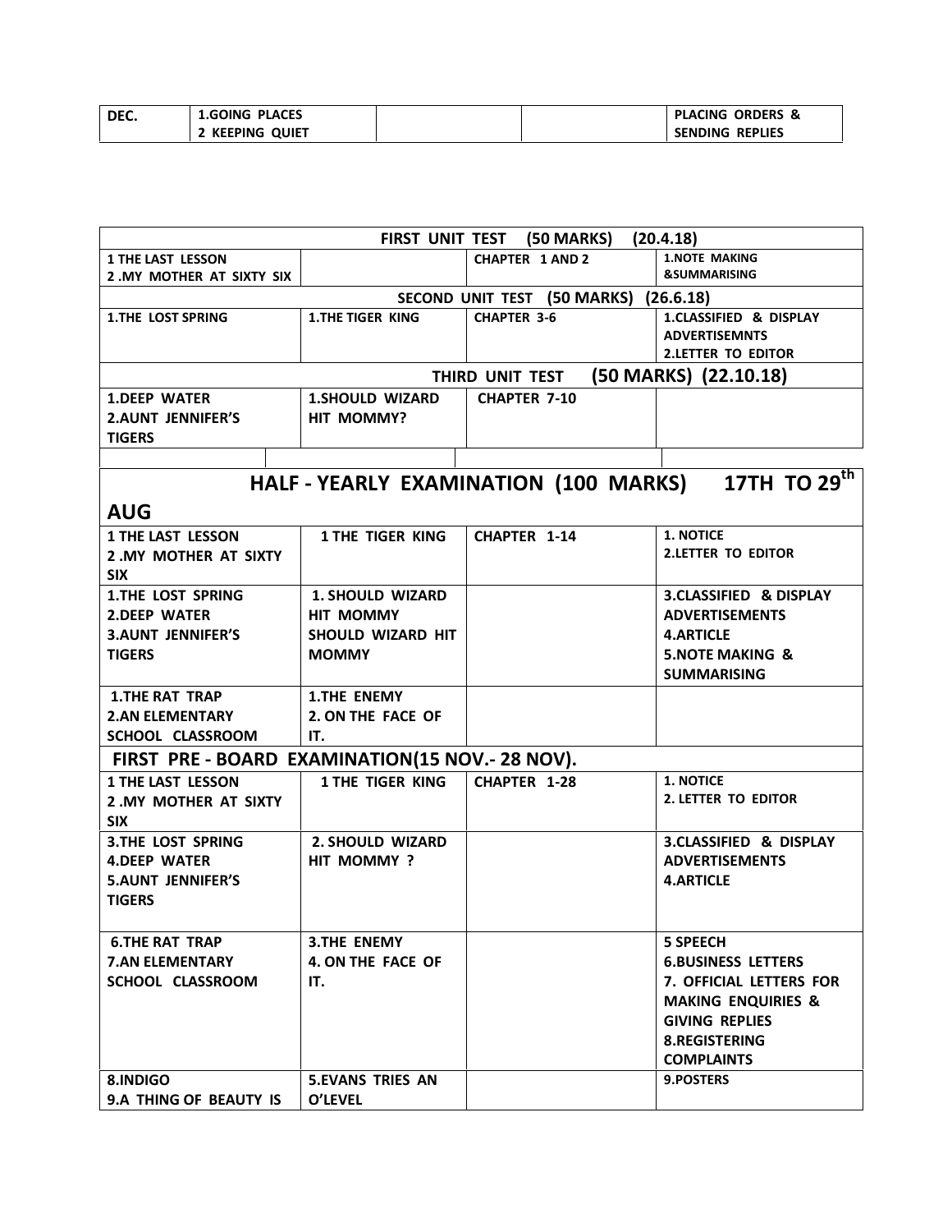| DEC. | 1.GOING PLACES<br>2 KEEPING QUIET | | | PLACING ORDERS &<br>SENDING REPLIES |
|---|---|---|---|---|

| | | | |
|---|---|---|---|
| **FIRST UNIT TEST (50 MARKS) (20.4.18)** | | | |
| 1 THE LAST LESSON<br>2 .MY MOTHER AT SIXTY SIX | | CHAPTER 1 AND 2 | 1.NOTE MAKING<br>&SUMMARISING |
| **SECOND UNIT TEST (50 MARKS) (26.6.18)** | | | |
| 1.THE LOST SPRING | 1.THE TIGER KING | CHAPTER 3-6 | 1.CLASSIFIED & DISPLAY ADVERTISEMNTS<br>2.LETTER TO EDITOR |
| **THIRD UNIT TEST (50 MARKS) (22.10.18)** | | | |
| 1.DEEP WATER<br>2.AUNT JENNIFER'S TIGERS | 1.SHOULD WIZARD HIT MOMMY? | CHAPTER 7-10 | |
| | | | |
| **HALF - YEARLY EXAMINATION (100 MARKS) 17TH TO 29th AUG** | | | |
| 1 THE LAST LESSON<br>2 .MY MOTHER AT SIXTY SIX | 1 THE TIGER KING | CHAPTER 1-14 | 1. NOTICE<br>2.LETTER TO EDITOR |
| 1.THE LOST SPRING<br>2.DEEP WATER<br>3.AUNT JENNIFER'S TIGERS | 1. SHOULD WIZARD HIT MOMMY<br>SHOULD WIZARD HIT MOMMY | | 3.CLASSIFIED & DISPLAY ADVERTISEMENTS<br>4.ARTICLE<br>5.NOTE MAKING & SUMMARISING |
| 1.THE RAT TRAP<br>2.AN ELEMENTARY SCHOOL CLASSROOM | 1.THE ENEMY<br>2. ON THE FACE OF IT. | | |
| **FIRST PRE - BOARD EXAMINATION(15 NOV.- 28 NOV).** | | | |
| 1 THE LAST LESSON<br>2 .MY MOTHER AT SIXTY SIX | 1 THE TIGER KING | CHAPTER 1-28 | 1. NOTICE<br>2. LETTER TO EDITOR |
| 3.THE LOST SPRING<br>4.DEEP WATER<br>5.AUNT JENNIFER'S TIGERS | 2. SHOULD WIZARD HIT MOMMY ? | | 3.CLASSIFIED & DISPLAY ADVERTISEMENTS<br>4.ARTICLE |
| 6.THE RAT TRAP<br>7.AN ELEMENTARY SCHOOL CLASSROOM | 3.THE ENEMY<br>4. ON THE FACE OF IT. | | 5 SPEECH<br>6.BUSINESS LETTERS<br>7. OFFICIAL LETTERS FOR MAKING ENQUIRIES & GIVING REPLIES<br>8.REGISTERING COMPLAINTS |
| 8.INDIGO<br>9.A THING OF BEAUTY IS | 5.EVANS TRIES AN O'LEVEL | | 9.POSTERS |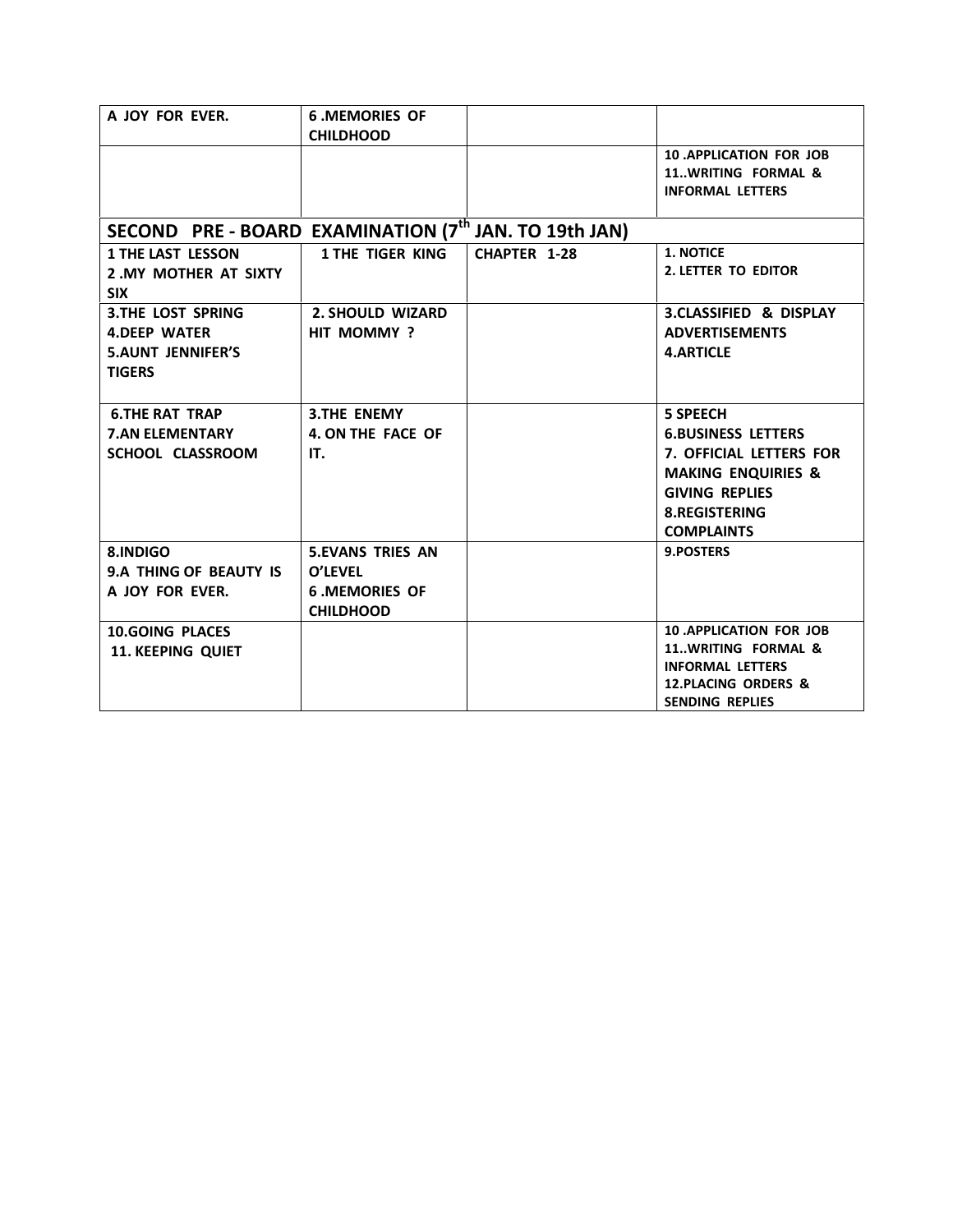| | | | |
|---|---|---|---|
| A JOY FOR EVER. | 6 .MEMORIES OF CHILDHOOD | | |
| | | | 10 .APPLICATION FOR JOB<br>11..WRITING FORMAL & INFORMAL LETTERS |
| **SECOND PRE - BOARD EXAMINATION (7th JAN. TO 19th JAN)** | | | |
| 1 THE LAST LESSON<br>2 .MY MOTHER AT SIXTY SIX | 1 THE TIGER KING | CHAPTER 1-28 | 1. NOTICE<br>2. LETTER TO EDITOR |
| 3.THE LOST SPRING<br>4.DEEP WATER<br>5.AUNT JENNIFER'S TIGERS | 2. SHOULD WIZARD HIT MOMMY ? | | 3.CLASSIFIED & DISPLAY ADVERTISEMENTS<br>4.ARTICLE |
| 6.THE RAT TRAP<br>7.AN ELEMENTARY SCHOOL CLASSROOM | 3.THE ENEMY<br>4. ON THE FACE OF IT. | | 5 SPEECH<br>6.BUSINESS LETTERS<br>7. OFFICIAL LETTERS FOR MAKING ENQUIRIES & GIVING REPLIES<br>8.REGISTERING COMPLAINTS |
| 8.INDIGO<br>9.A THING OF BEAUTY IS A JOY FOR EVER. | 5.EVANS TRIES AN O'LEVEL<br>6 .MEMORIES OF CHILDHOOD | | 9.POSTERS |
| 10.GOING PLACES<br>11. KEEPING QUIET | | | 10 .APPLICATION FOR JOB<br>11..WRITING FORMAL & INFORMAL LETTERS<br>12.PLACING ORDERS & SENDING REPLIES |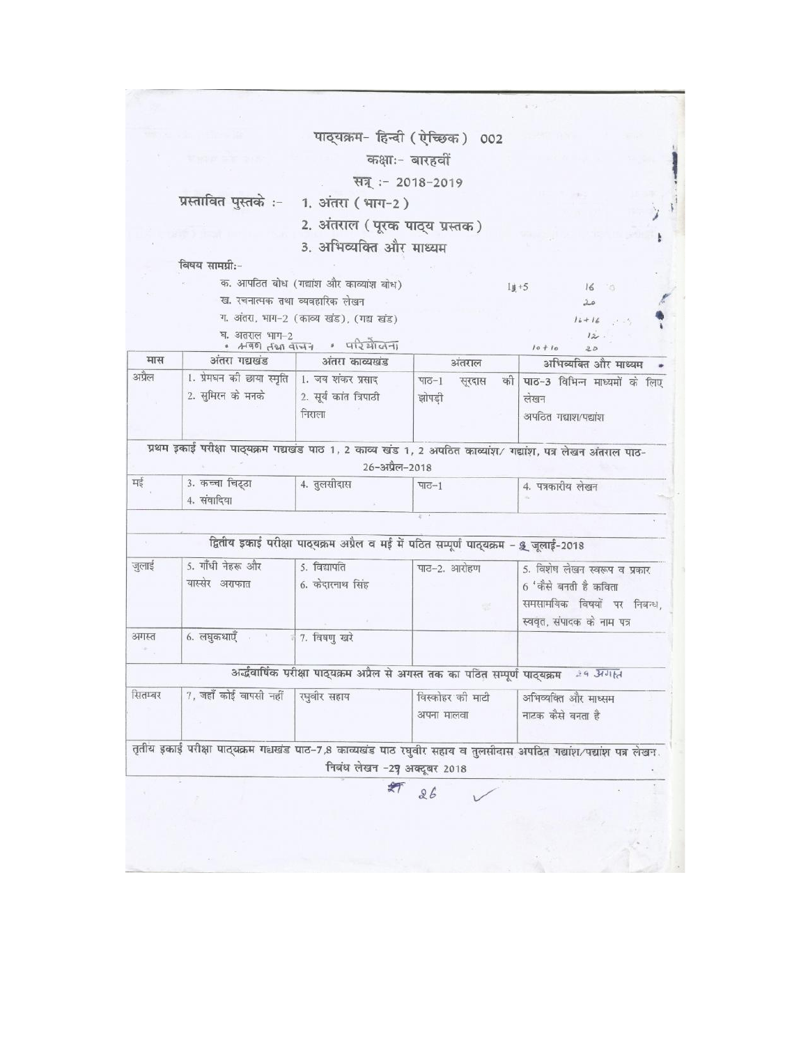# पाठ्यक्रम- हिन्दी (ऐच्छिक) 002

## कक्षाः- बारहवीं

## सत्र :- 2018-2019

**प्रस्तावित पुस्तके :-**
1. अंतरा (भाग-2)
2. अंतराल (पूरक पाठ्य पुस्तक)
3. अभिव्यक्ति और माध्यम

**विषय सामग्रीः-**

| | | |
|---|---|---|
| क. आपठित बोध (गद्यांश और काव्यांश बोध) | 11+5 | 16 |
| ख. रचनात्मक तथा व्यवहारिक लेखन | | 20 |
| ग. अंतरा, भाग-2 (काव्य खंड), (गद्य खंड) | | 16+16 |
| घ. अतराल भाग-2 | | 12 |
| • श्रवण तथा वाचन • परियोजना | 10+10 | 20 |

| मास | अंतरा गद्यखंड | अंतरा काव्यखंड | अंतराल | अभिव्यक्ति और माध्यम |
|---|---|---|---|---|
| अप्रैल | 1. प्रेमघन की छाया स्मृति<br>2. सुमिरन के मनके | 1. जय शंकर प्रसाद<br>2. सूर्य कांत त्रिपाठी निराला | पाठ-1 सूरदास की झोपड़ी | पाठ-3 विभिन्न माध्यमों के लिए लेखन<br>अपठित गद्याश/पद्यांश |
| प्रथम इकाई परीक्षा पाठ्यक्रम गद्यखंड पाठ 1, 2 काव्य खंड 1, 2 अपठित काव्यांश/ गद्यांश, पत्र लेखन अंतराल पाठ- 26-अप्रैल-2018 | | | | |
| मई | 3. कच्चा चिट्ठा<br>4. संवादिया | 4. तुलसीदास | पाठ-1 | 4. पत्रकारीय लेखन |
| द्वितीय इकाई परीक्षा पाठ्यक्रम अप्रैल व मई में पठित सम्पूर्ण पाठ्यक्रम - 9 जुलाई-2018 | | | | |
| जुलाई | 5. गाँधी नेहरू और यास्सेर अराफात | 5. विद्यापति<br>6. केदारनाथ सिंह | पाठ-2. आरोहण | 5. विशेष लेखन स्वरूप व प्रकार<br>6 'कैसे बनती है कविता<br>समसामयिक विषयों पर निबन्ध, स्ववृत, संपादक के नाम पत्र |
| अगस्त | 6. लघुकथाएँ | 7. विष्णु खरे | | |
| अर्द्धवार्षिक परीक्षा पाठ्यक्रम अप्रैल से अगस्त तक का पठित सम्पूर्ण पाठ्यक्रम 29 अगस्त | | | | |
| सितम्बर | 7. जहाँ कोई वापसी नहीं | रघुवीर सहाय | बिस्कोहर की माटी<br>अपना मालवा | अभिव्यक्ति और माध्यम<br>नाटक कैसे बनता है |
| तृतीय इकाई परीक्षा पाठ्यक्रम गद्यखंड पाठ-7,8 काव्यखंड पाठ रघुवीर सहाय व तुलसीदास अपठित गद्यांश/पद्यांश पत्र लेखन, निबंध लेखन -29 अक्टूबर 2018 | | | | |

26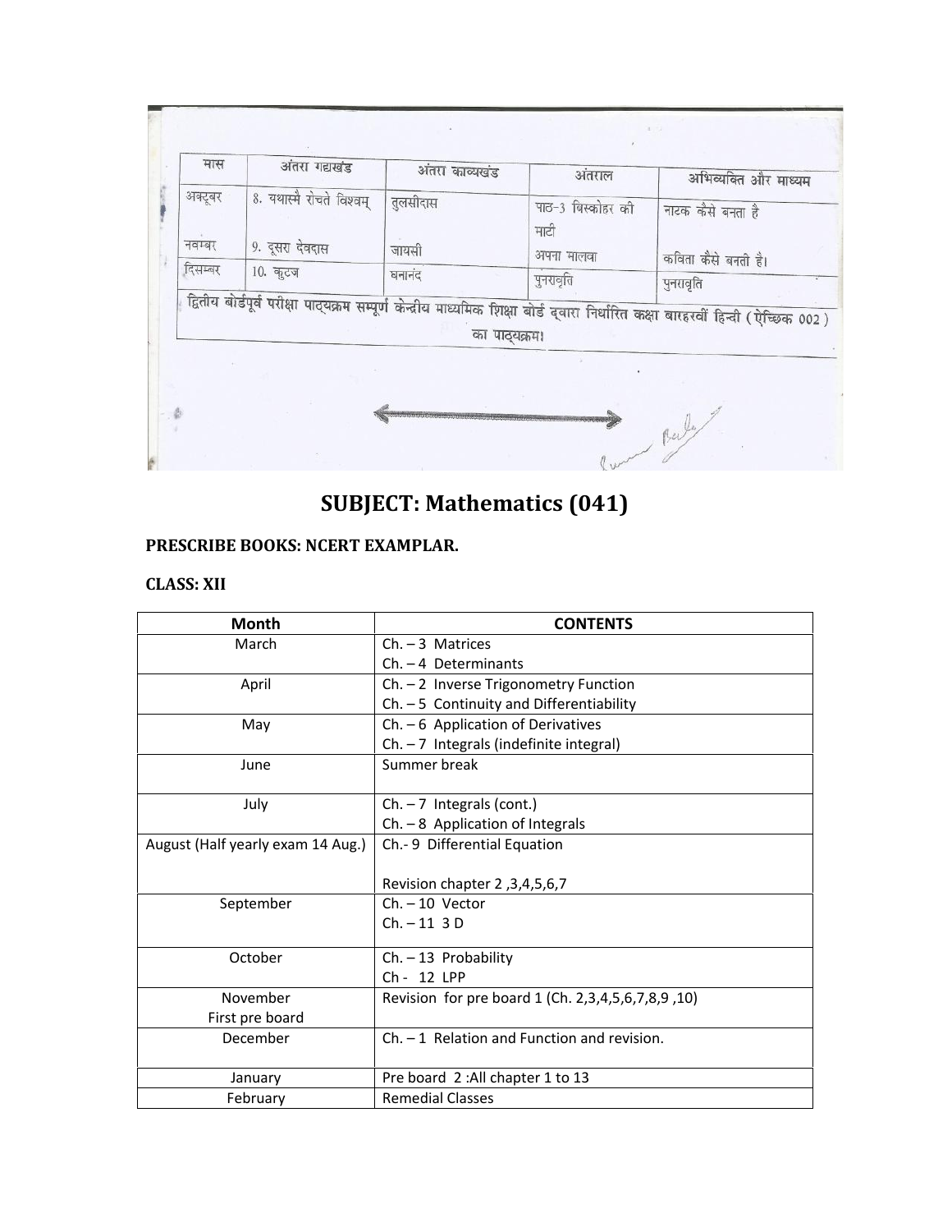| मास | अंतरा गद्यखंड | अंतरा काव्यखंड | अंतराल | अभिव्यक्ति और माध्यम |
|---|---|---|---|---|
| अक्टूबर | 8. यथास्मै रोचते विश्वम् | तुलसीदास | पाठ-3 बिस्कोहर की माटी | नाटक कैसे बनता है |
| नवम्बर | 9. दूसरा देवदास | जायसी | अपना मालवा | कविता कैसे बनती है। |
| दिसम्बर | 10. कुटज | घनानंद | पुनरावृति | पुनरावृति |

द्वितीय बोर्डपूर्व परीक्षा पाठ्यक्रम सम्पूर्ण केन्द्रीय माध्यमिक शिक्षा बोर्ड द्वारा निर्धारित कक्षा बारहवीं हिन्दी (ऐच्छिक 002) का पाठ्यक्रम।

# SUBJECT: Mathematics (041)

**PRESCRIBE BOOKS: NCERT EXAMPLAR.**

**CLASS: XII**

| Month | CONTENTS |
|---|---|
| March | Ch. – 3 Matrices<br>Ch. – 4 Determinants |
| April | Ch. – 2 Inverse Trigonometry Function<br>Ch. – 5 Continuity and Differentiability |
| May | Ch. – 6 Application of Derivatives<br>Ch. – 7 Integrals (indefinite integral) |
| June | Summer break |
| July | Ch. – 7 Integrals (cont.)<br>Ch. – 8 Application of Integrals |
| August (Half yearly exam 14 Aug.) | Ch.- 9 Differential Equation<br><br>Revision chapter 2 ,3,4,5,6,7 |
| September | Ch. – 10 Vector<br>Ch. – 11 3 D |
| October | Ch. – 13 Probability<br>Ch - 12 LPP |
| November<br>First pre board | Revision for pre board 1 (Ch. 2,3,4,5,6,7,8,9 ,10) |
| December | Ch. – 1 Relation and Function and revision. |
| January | Pre board 2 :All chapter 1 to 13 |
| February | Remedial Classes |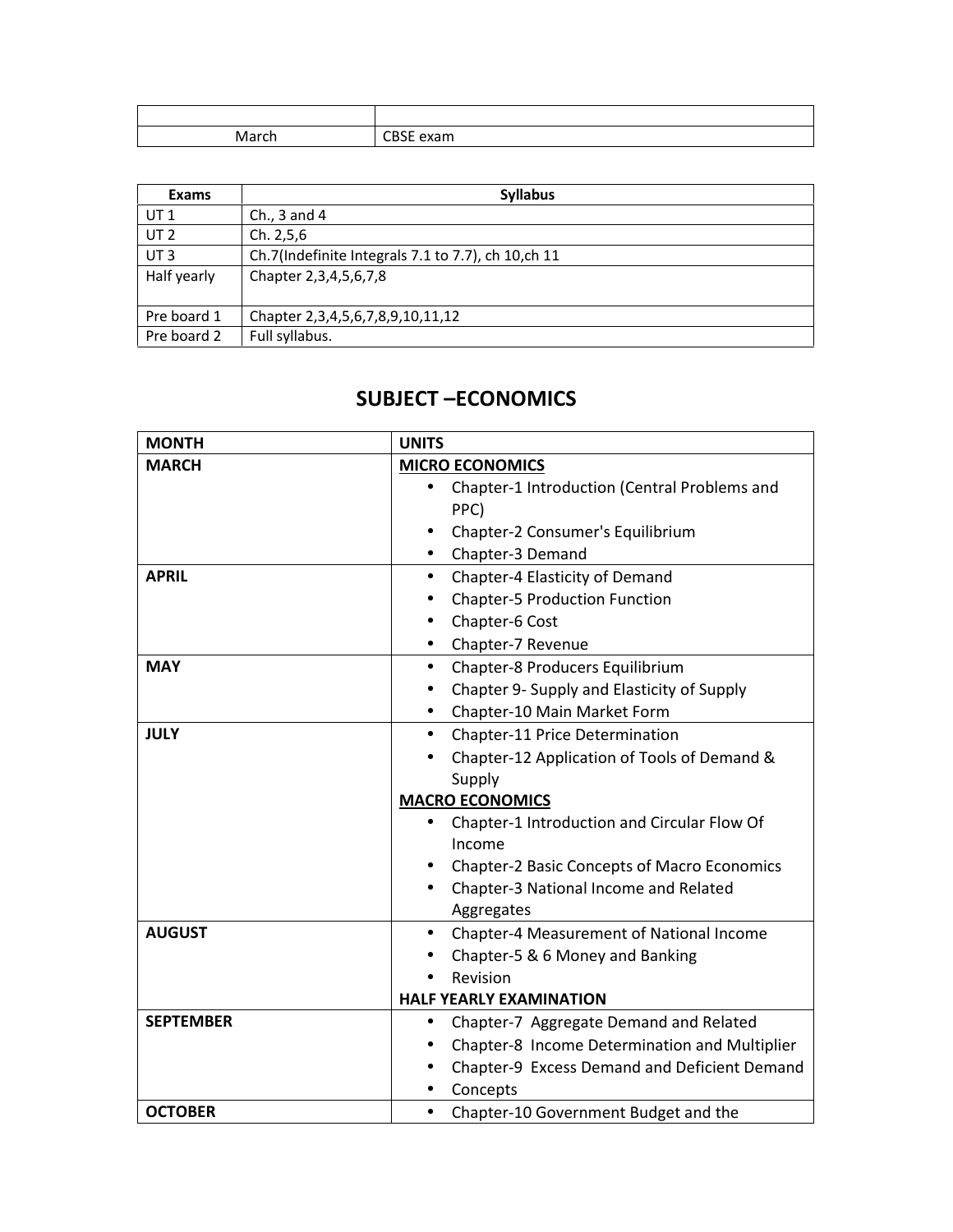| | |
|---|---|
| March | CBSE exam |

| Exams | Syllabus |
|---|---|
| UT 1 | Ch., 3 and 4 |
| UT 2 | Ch. 2,5,6 |
| UT 3 | Ch.7(Indefinite Integrals 7.1 to 7.7), ch 10,ch 11 |
| Half yearly | Chapter 2,3,4,5,6,7,8 |
| Pre board 1 | Chapter 2,3,4,5,6,7,8,9,10,11,12 |
| Pre board 2 | Full syllabus. |

## SUBJECT –ECONOMICS

| MONTH | UNITS |
|---|---|
| **MARCH** | **MICRO ECONOMICS**<br>• Chapter-1 Introduction (Central Problems and PPC)<br>• Chapter-2 Consumer's Equilibrium<br>• Chapter-3 Demand |
| **APRIL** | • Chapter-4 Elasticity of Demand<br>• Chapter-5 Production Function<br>• Chapter-6 Cost<br>• Chapter-7 Revenue |
| **MAY** | • Chapter-8 Producers Equilibrium<br>• Chapter 9- Supply and Elasticity of Supply<br>• Chapter-10 Main Market Form |
| **JULY** | • Chapter-11 Price Determination<br>• Chapter-12 Application of Tools of Demand & Supply<br>**MACRO ECONOMICS**<br>• Chapter-1 Introduction and Circular Flow Of Income<br>• Chapter-2 Basic Concepts of Macro Economics<br>• Chapter-3 National Income and Related Aggregates |
| **AUGUST** | • Chapter-4 Measurement of National Income<br>• Chapter-5 & 6 Money and Banking<br>• Revision<br>**HALF YEARLY EXAMINATION** |
| **SEPTEMBER** | • Chapter-7 Aggregate Demand and Related<br>• Chapter-8 Income Determination and Multiplier<br>• Chapter-9 Excess Demand and Deficient Demand<br>• Concepts |
| **OCTOBER** | • Chapter-10 Government Budget and the |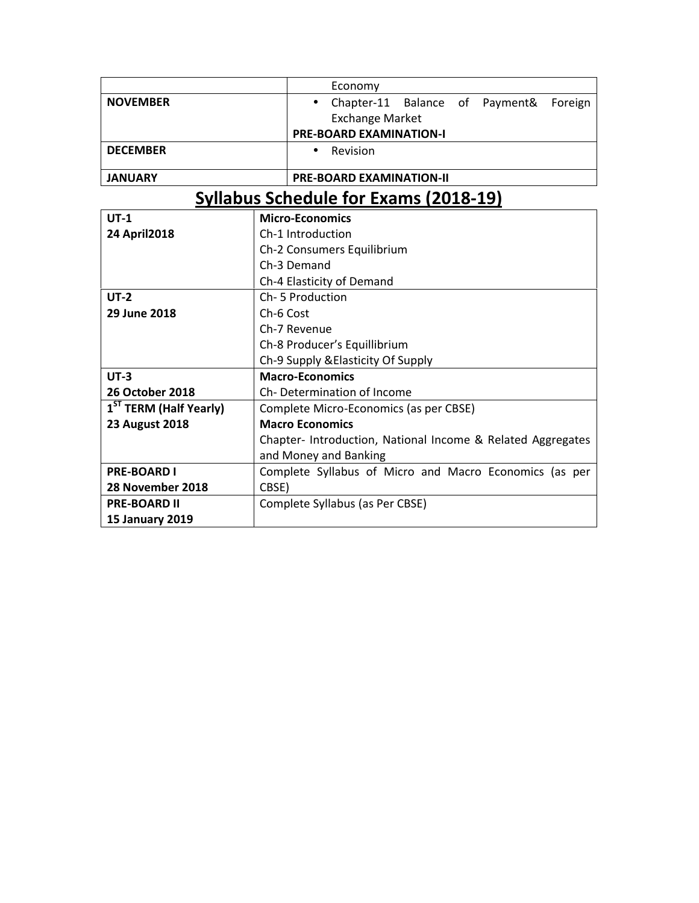| | |
|---|---|
| | Economy |
| **NOVEMBER** | • Chapter-11 Balance of Payment& Foreign Exchange Market<br>**PRE-BOARD EXAMINATION-I** |
| **DECEMBER** | • Revision |
| **JANUARY** | **PRE-BOARD EXAMINATION-II** |

## Syllabus Schedule for Exams (2018-19)

| | |
|---|---|
| **UT-1**<br>**24 April2018** | **Micro-Economics**<br>Ch-1 Introduction<br>Ch-2 Consumers Equilibrium<br>Ch-3 Demand<br>Ch-4 Elasticity of Demand |
| **UT-2**<br>**29 June 2018** | Ch- 5 Production<br>Ch-6 Cost<br>Ch-7 Revenue<br>Ch-8 Producer's Equillibrium<br>Ch-9 Supply &Elasticity Of Supply |
| **UT-3**<br>**26 October 2018** | **Macro-Economics**<br>Ch- Determination of Income |
| **1ST TERM (Half Yearly)**<br>**23 August 2018** | Complete Micro-Economics (as per CBSE)<br>**Macro Economics**<br>Chapter- Introduction, National Income & Related Aggregates and Money and Banking |
| **PRE-BOARD I**<br>**28 November 2018** | Complete Syllabus of Micro and Macro Economics (as per CBSE) |
| **PRE-BOARD II**<br>**15 January 2019** | Complete Syllabus (as Per CBSE) |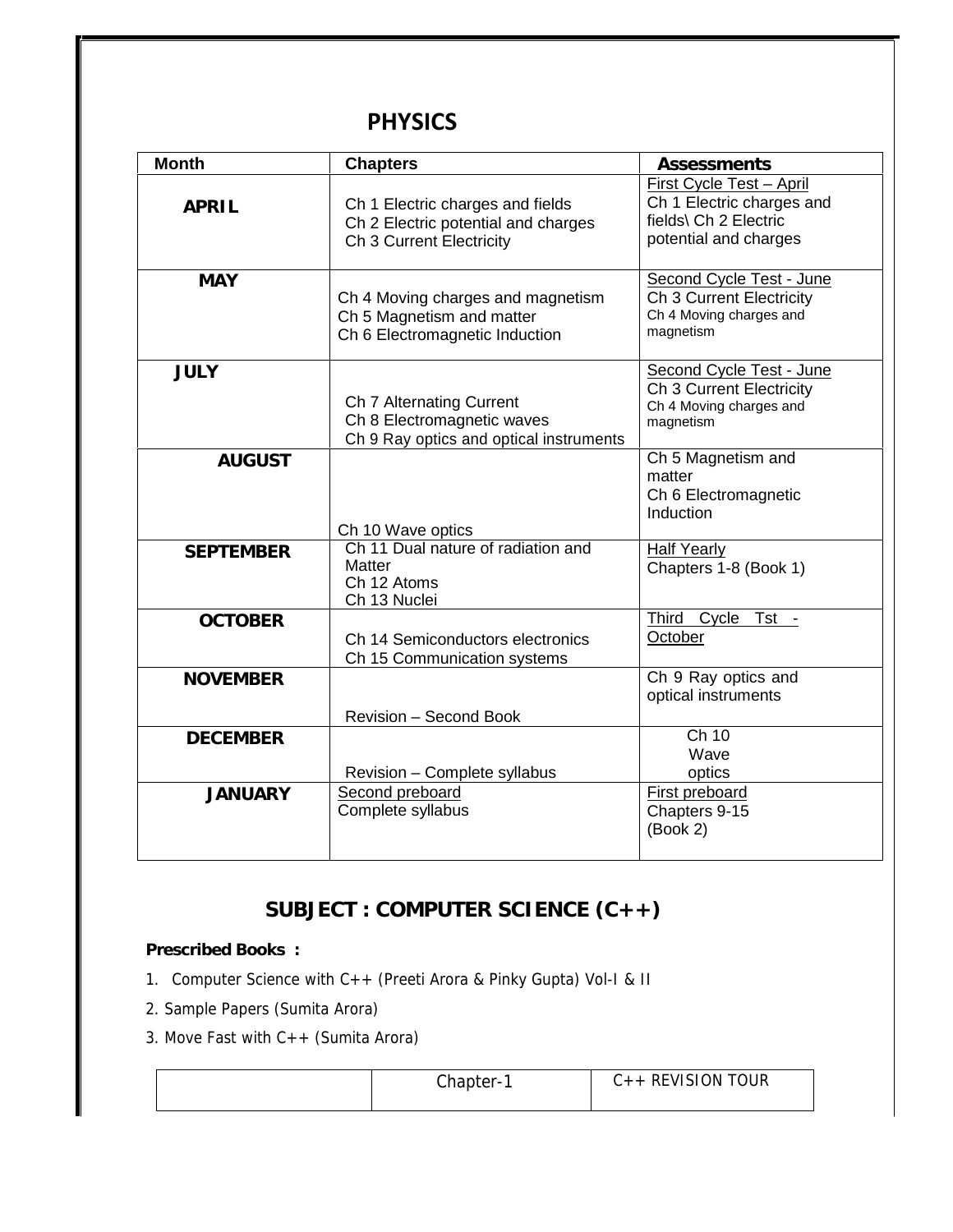## PHYSICS

| Month | Chapters | Assessments |
|---|---|---|
| **APRIL** | Ch 1 Electric charges and fields<br>Ch 2 Electric potential and charges<br>Ch 3 Current Electricity | First Cycle Test – April<br>Ch 1 Electric charges and fields\ Ch 2 Electric potential and charges |
| **MAY** | Ch 4 Moving charges and magnetism<br>Ch 5 Magnetism and matter<br>Ch 6 Electromagnetic Induction | Second Cycle Test - June<br>Ch 3 Current Electricity<br>Ch 4 Moving charges and magnetism |
| **JULY** | Ch 7 Alternating Current<br>Ch 8 Electromagnetic waves<br>Ch 9 Ray optics and optical instruments | Second Cycle Test - June<br>Ch 3 Current Electricity<br>Ch 4 Moving charges and magnetism |
| **AUGUST** | Ch 10 Wave optics | Ch 5 Magnetism and matter<br>Ch 6 Electromagnetic Induction |
| **SEPTEMBER** | Ch 11 Dual nature of radiation and Matter<br>Ch 12 Atoms<br>Ch 13 Nuclei | Half Yearly<br>Chapters 1-8 (Book 1) |
| **OCTOBER** | Ch 14 Semiconductors electronics<br>Ch 15 Communication systems | Third Cycle Tst - October |
| **NOVEMBER** | Revision – Second Book | Ch 9 Ray optics and optical instruments |
| **DECEMBER** | Revision – Complete syllabus | Ch 10 Wave optics |
| **JANUARY** | Second preboard<br>Complete syllabus | First preboard<br>Chapters 9-15<br>(Book 2) |

## SUBJECT : COMPUTER SCIENCE (C++)

**Prescribed Books :**

1. Computer Science with C++ (Preeti Arora & Pinky Gupta) Vol-I & II
2. Sample Papers (Sumita Arora)
3. Move Fast with C++ (Sumita Arora)

| | Chapter-1 | C++ REVISION TOUR |
|---|---|---|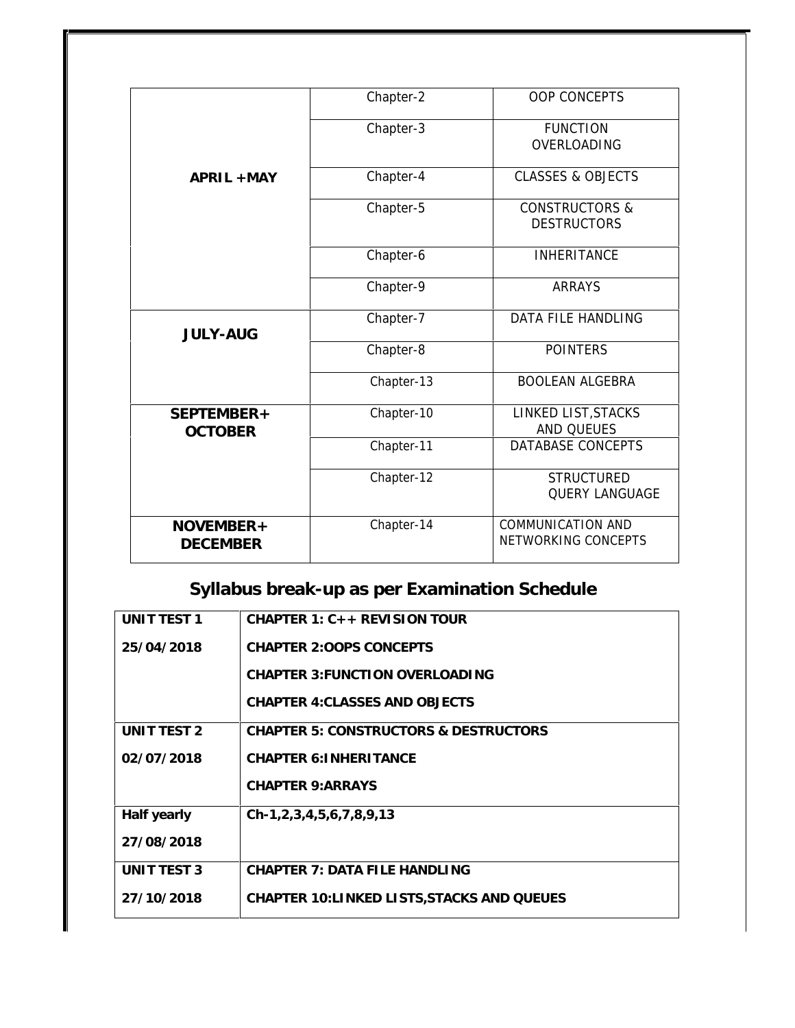| | | |
|---|---|---|
| **APRIL +MAY** | Chapter-2 | OOP CONCEPTS |
| | Chapter-3 | FUNCTION OVERLOADING |
| | Chapter-4 | CLASSES & OBJECTS |
| | Chapter-5 | CONSTRUCTORS & DESTRUCTORS |
| | Chapter-6 | INHERITANCE |
| | Chapter-9 | ARRAYS |
| **JULY-AUG** | Chapter-7 | DATA FILE HANDLING |
| | Chapter-8 | POINTERS |
| | Chapter-13 | BOOLEAN ALGEBRA |
| **SEPTEMBER+ OCTOBER** | Chapter-10 | LINKED LIST,STACKS AND QUEUES |
| | Chapter-11 | DATABASE CONCEPTS |
| | Chapter-12 | STRUCTURED QUERY LANGUAGE |
| **NOVEMBER+ DECEMBER** | Chapter-14 | COMMUNICATION AND NETWORKING CONCEPTS |

## Syllabus break-up as per Examination Schedule

| | |
|---|---|
| **UNIT TEST 1**<br>**25/04/2018** | **CHAPTER 1: C++ REVISION TOUR**<br>**CHAPTER 2:OOPS CONCEPTS**<br>**CHAPTER 3:FUNCTION OVERLOADING**<br>**CHAPTER 4:CLASSES AND OBJECTS** |
| **UNIT TEST 2**<br>**02/07/2018** | **CHAPTER 5: CONSTRUCTORS & DESTRUCTORS**<br>**CHAPTER 6:INHERITANCE**<br>**CHAPTER 9:ARRAYS** |
| **Half yearly**<br>**27/08/2018** | **Ch-1,2,3,4,5,6,7,8,9,13** |
| **UNIT TEST 3**<br>**27/10/2018** | **CHAPTER 7: DATA FILE HANDLING**<br>**CHAPTER 10:LINKED LISTS,STACKS AND QUEUES** |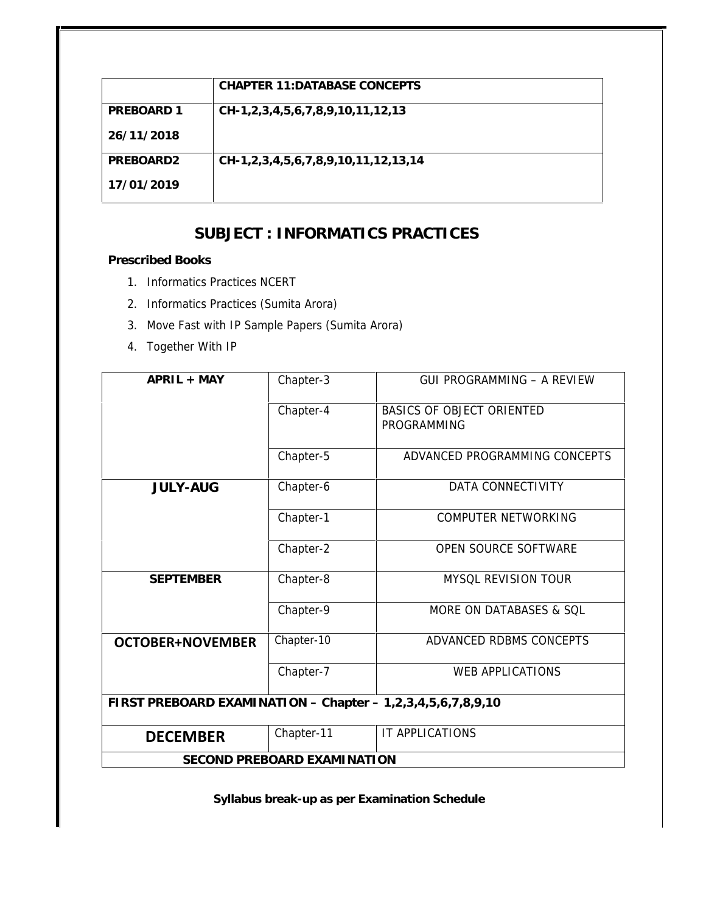| | CHAPTER 11:DATABASE CONCEPTS |
|---|---|
| **PREBOARD 1**<br>**26/11/2018** | **CH-1,2,3,4,5,6,7,8,9,10,11,12,13** |
| **PREBOARD2**<br>**17/01/2019** | **CH-1,2,3,4,5,6,7,8,9,10,11,12,13,14** |

## SUBJECT : INFORMATICS PRACTICES

**Prescribed Books**

1. Informatics Practices NCERT
2. Informatics Practices (Sumita Arora)
3. Move Fast with IP Sample Papers (Sumita Arora)
4. Together With IP

| **APRIL + MAY** | Chapter-3 | GUI PROGRAMMING – A REVIEW |
|---|---|---|
| | Chapter-4 | BASICS OF OBJECT ORIENTED PROGRAMMING |
| | Chapter-5 | ADVANCED PROGRAMMING CONCEPTS |
| **JULY-AUG** | Chapter-6 | DATA CONNECTIVITY |
| | Chapter-1 | COMPUTER NETWORKING |
| | Chapter-2 | OPEN SOURCE SOFTWARE |
| **SEPTEMBER** | Chapter-8 | MYSQL REVISION TOUR |
| | Chapter-9 | MORE ON DATABASES & SQL |
| **OCTOBER+NOVEMBER** | Chapter-10 | ADVANCED RDBMS CONCEPTS |
| | Chapter-7 | WEB APPLICATIONS |
| **FIRST PREBOARD EXAMINATION – Chapter – 1,2,3,4,5,6,7,8,9,10** | | |
| **DECEMBER** | Chapter-11 | IT APPLICATIONS |
| **SECOND PREBOARD EXAMINATION** | | |

**Syllabus break-up as per Examination Schedule**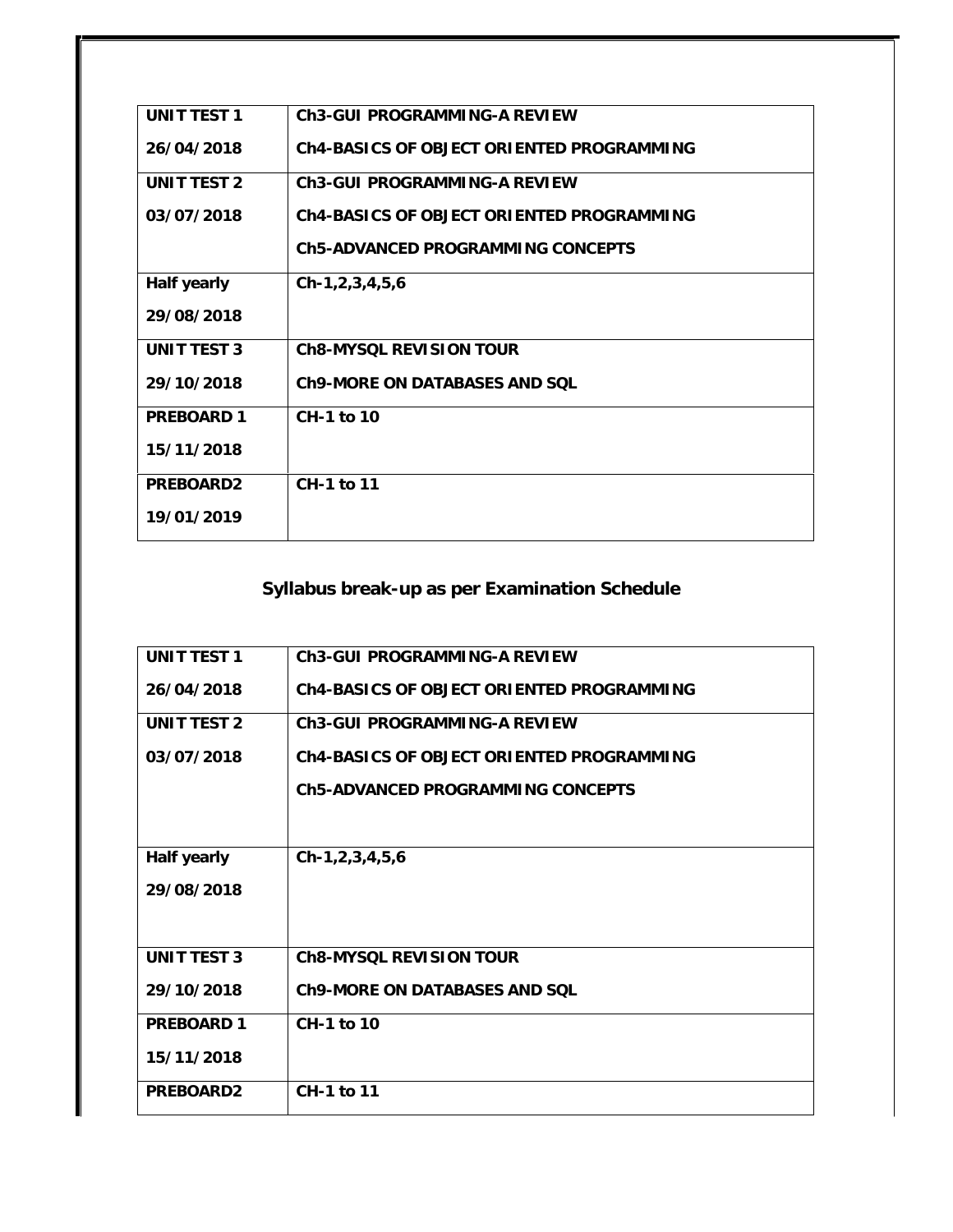| UNIT TEST 1<br>26/04/2018 | Ch3-GUI PROGRAMMING-A REVIEW<br>Ch4-BASICS OF OBJECT ORIENTED PROGRAMMING |
|---|---|
| UNIT TEST 2<br>03/07/2018 | Ch3-GUI PROGRAMMING-A REVIEW<br>Ch4-BASICS OF OBJECT ORIENTED PROGRAMMING<br>Ch5-ADVANCED PROGRAMMING CONCEPTS |
| Half yearly<br>29/08/2018 | Ch-1,2,3,4,5,6 |
| UNIT TEST 3<br>29/10/2018 | Ch8-MYSQL REVISION TOUR<br>Ch9-MORE ON DATABASES AND SQL |
| PREBOARD 1<br>15/11/2018 | CH-1 to 10 |
| PREBOARD2<br>19/01/2019 | CH-1 to 11 |

## Syllabus break-up as per Examination Schedule

| UNIT TEST 1<br>26/04/2018 | Ch3-GUI PROGRAMMING-A REVIEW<br>Ch4-BASICS OF OBJECT ORIENTED PROGRAMMING |
|---|---|
| UNIT TEST 2<br>03/07/2018 | Ch3-GUI PROGRAMMING-A REVIEW<br>Ch4-BASICS OF OBJECT ORIENTED PROGRAMMING<br>Ch5-ADVANCED PROGRAMMING CONCEPTS |
| Half yearly<br>29/08/2018 | Ch-1,2,3,4,5,6 |
| UNIT TEST 3<br>29/10/2018 | Ch8-MYSQL REVISION TOUR<br>Ch9-MORE ON DATABASES AND SQL |
| PREBOARD 1<br>15/11/2018 | CH-1 to 10 |
| PREBOARD2 | CH-1 to 11 |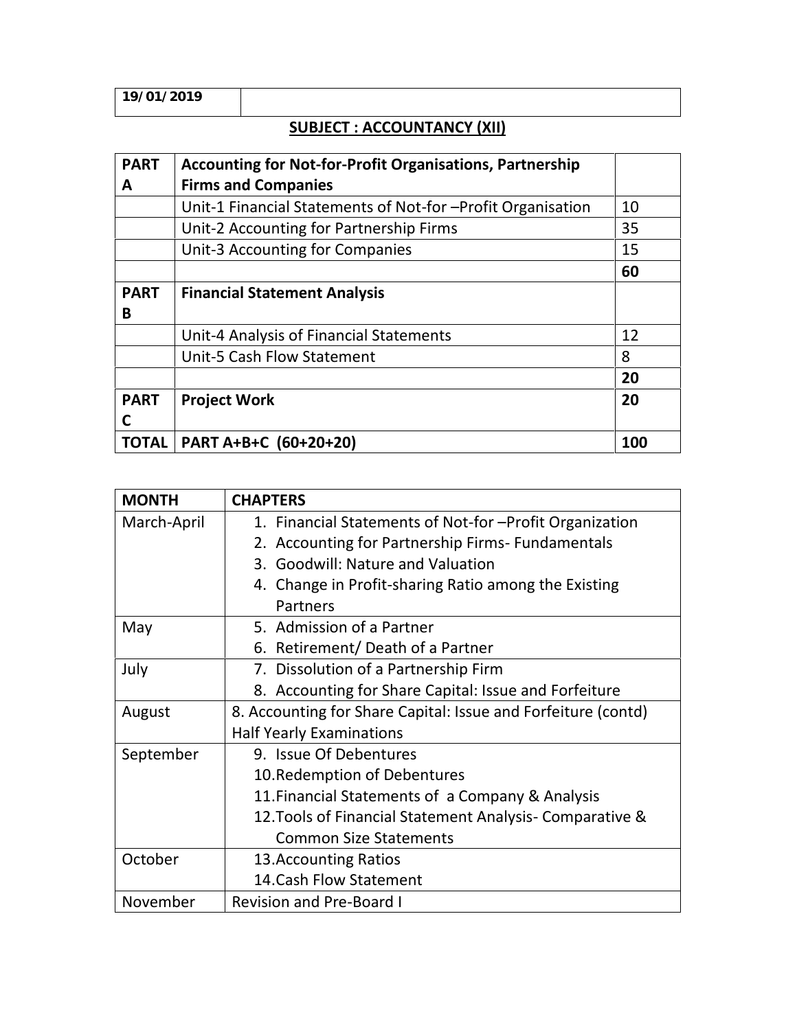| 19/01/2019 | |
|---|---|

## SUBJECT : ACCOUNTANCY (XII)

| PART A | Accounting for Not-for-Profit Organisations, Partnership Firms and Companies | |
|---|---|---|
| | Unit-1 Financial Statements of Not-for –Profit Organisation | 10 |
| | Unit-2 Accounting for Partnership Firms | 35 |
| | Unit-3 Accounting for Companies | 15 |
| | | **60** |
| **PART B** | **Financial Statement Analysis** | |
| | Unit-4 Analysis of Financial Statements | 12 |
| | Unit-5 Cash Flow Statement | 8 |
| | | **20** |
| **PART C** | **Project Work** | **20** |
| **TOTAL** | **PART A+B+C (60+20+20)** | **100** |

| MONTH | CHAPTERS |
|---|---|
| March-April | 1. Financial Statements of Not-for –Profit Organization<br>2. Accounting for Partnership Firms- Fundamentals<br>3. Goodwill: Nature and Valuation<br>4. Change in Profit-sharing Ratio among the Existing Partners |
| May | 5. Admission of a Partner<br>6. Retirement/ Death of a Partner |
| July | 7. Dissolution of a Partnership Firm<br>8. Accounting for Share Capital: Issue and Forfeiture |
| August | 8. Accounting for Share Capital: Issue and Forfeiture (contd)<br>Half Yearly Examinations |
| September | 9. Issue Of Debentures<br>10. Redemption of Debentures<br>11. Financial Statements of a Company & Analysis<br>12. Tools of Financial Statement Analysis- Comparative & Common Size Statements |
| October | 13. Accounting Ratios<br>14. Cash Flow Statement |
| November | Revision and Pre-Board I |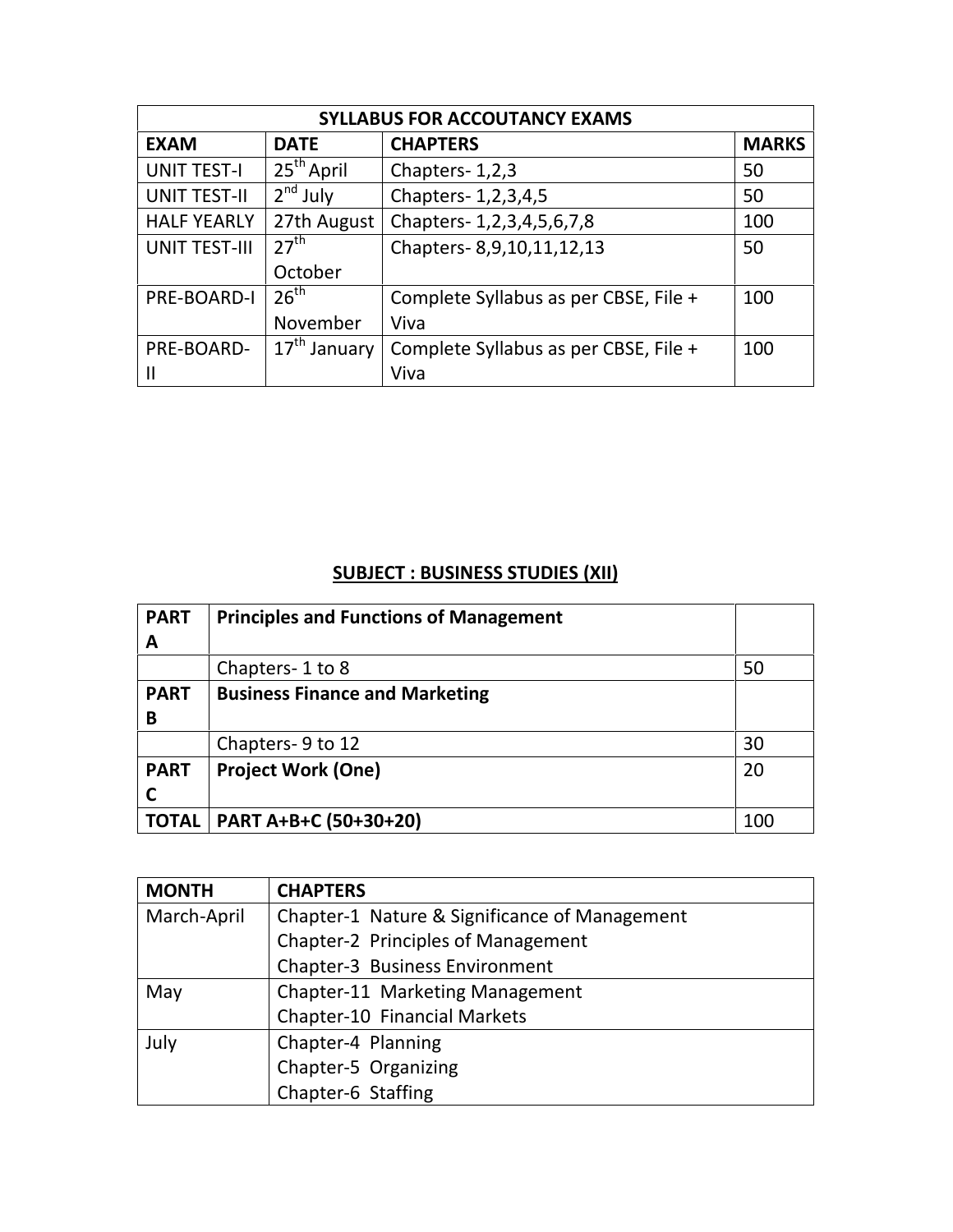| SYLLABUS FOR ACCOUTANCY EXAMS | | | |
|---|---|---|---|
| **EXAM** | **DATE** | **CHAPTERS** | **MARKS** |
| UNIT TEST-I | 25th April | Chapters- 1,2,3 | 50 |
| UNIT TEST-II | 2nd July | Chapters- 1,2,3,4,5 | 50 |
| HALF YEARLY | 27th August | Chapters- 1,2,3,4,5,6,7,8 | 100 |
| UNIT TEST-III | 27th October | Chapters- 8,9,10,11,12,13 | 50 |
| PRE-BOARD-I | 26th November | Complete Syllabus as per CBSE, File + Viva | 100 |
| PRE-BOARD-II | 17th January | Complete Syllabus as per CBSE, File + Viva | 100 |

## SUBJECT : BUSINESS STUDIES (XII)

| **PART A** | **Principles and Functions of Management** | |
|---|---|---|
| | Chapters- 1 to 8 | 50 |
| **PART B** | **Business Finance and Marketing** | |
| | Chapters- 9 to 12 | 30 |
| **PART C** | **Project Work (One)** | 20 |
| **TOTAL** | **PART A+B+C (50+30+20)** | 100 |

| MONTH | CHAPTERS |
|---|---|
| March-April | Chapter-1 Nature & Significance of Management<br>Chapter-2 Principles of Management<br>Chapter-3 Business Environment |
| May | Chapter-11 Marketing Management<br>Chapter-10 Financial Markets |
| July | Chapter-4 Planning<br>Chapter-5 Organizing<br>Chapter-6 Staffing |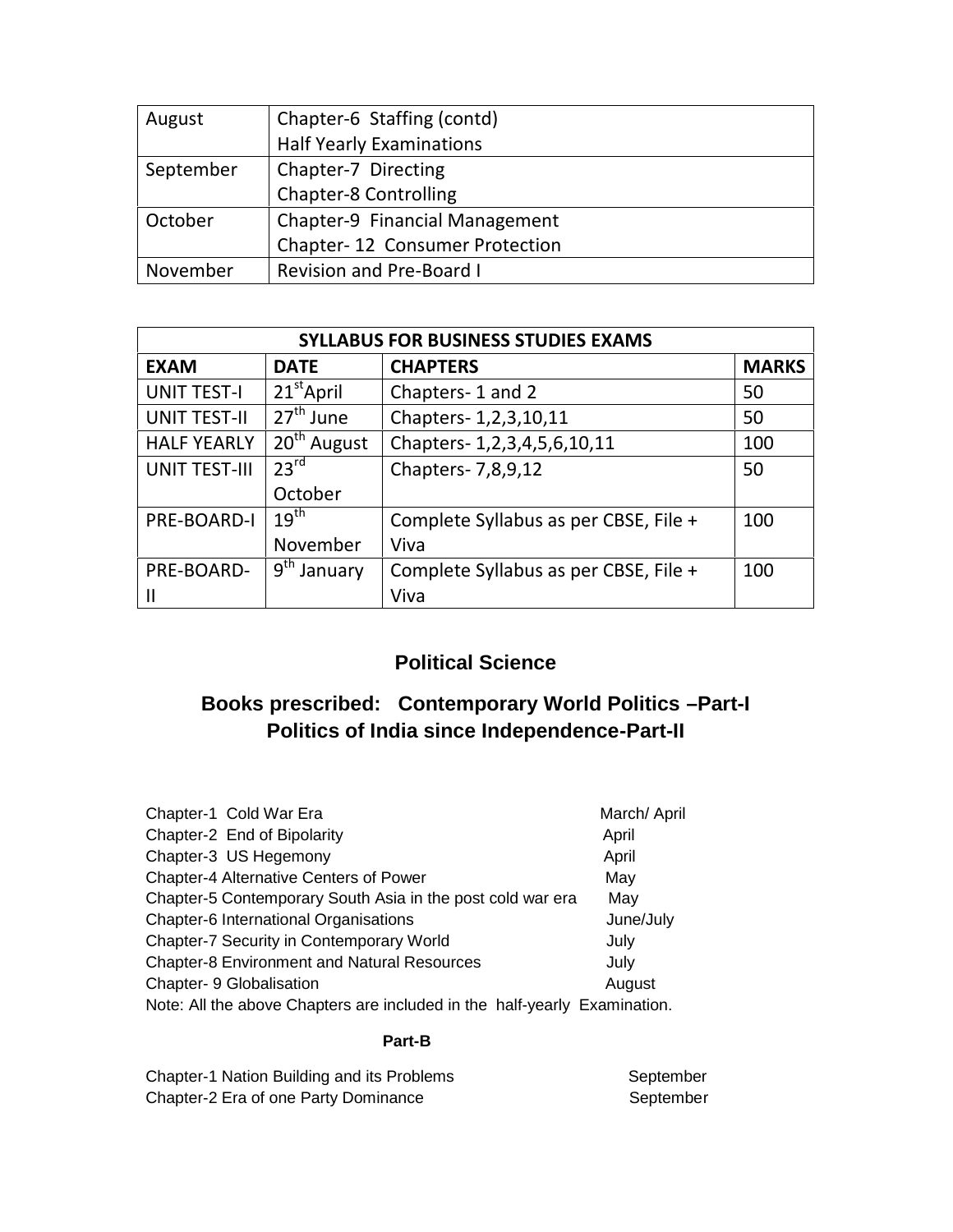| August | Chapter-6 Staffing (contd)<br>Half Yearly Examinations |
|---|---|
| September | Chapter-7 Directing<br>Chapter-8 Controlling |
| October | Chapter-9 Financial Management<br>Chapter- 12 Consumer Protection |
| November | Revision and Pre-Board I |

| SYLLABUS FOR BUSINESS STUDIES EXAMS | | | |
|---|---|---|---|
| **EXAM** | **DATE** | **CHAPTERS** | **MARKS** |
| UNIT TEST-I | 21st April | Chapters- 1 and 2 | 50 |
| UNIT TEST-II | 27th June | Chapters- 1,2,3,10,11 | 50 |
| HALF YEARLY | 20th August | Chapters- 1,2,3,4,5,6,10,11 | 100 |
| UNIT TEST-III | 23rd October | Chapters- 7,8,9,12 | 50 |
| PRE-BOARD-I | 19th November | Complete Syllabus as per CBSE, File + Viva | 100 |
| PRE-BOARD-II | 9th January | Complete Syllabus as per CBSE, File + Viva | 100 |

## Political Science

## Books prescribed: Contemporary World Politics –Part-I Politics of India since Independence-Part-II

| | |
|---|---|
| Chapter-1 Cold War Era | March/ April |
| Chapter-2 End of Bipolarity | April |
| Chapter-3 US Hegemony | April |
| Chapter-4 Alternative Centers of Power | May |
| Chapter-5 Contemporary South Asia in the post cold war era | May |
| Chapter-6 International Organisations | June/July |
| Chapter-7 Security in Contemporary World | July |
| Chapter-8 Environment and Natural Resources | July |
| Chapter- 9 Globalisation | August |

Note: All the above Chapters are included in the half-yearly Examination.

**Part-B**

| | |
|---|---|
| Chapter-1 Nation Building and its Problems | September |
| Chapter-2 Era of one Party Dominance | September |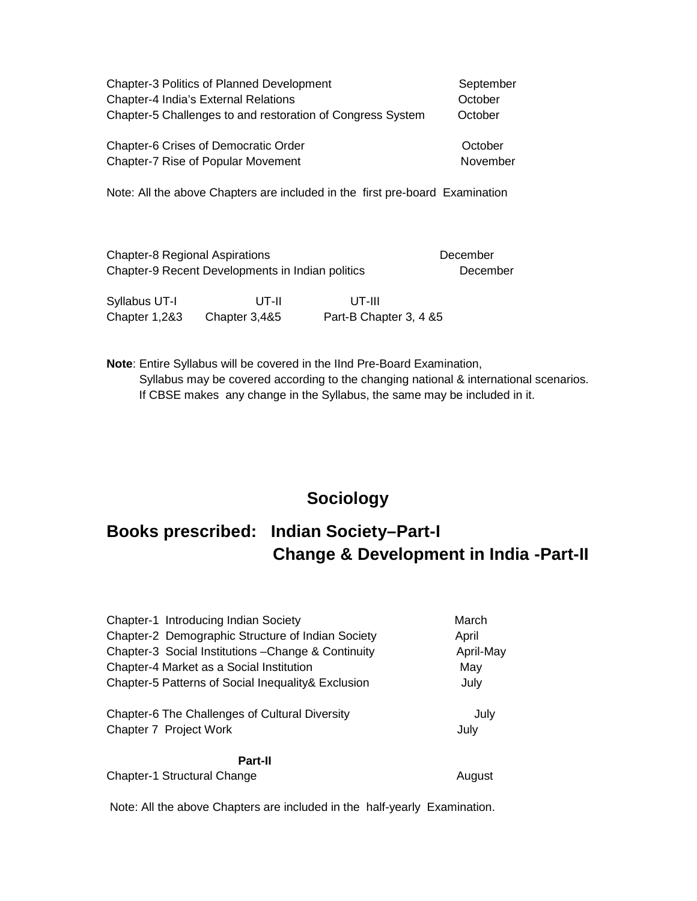| | |
|---|---|
| Chapter-3 Politics of Planned Development | September |
| Chapter-4 India's External Relations | October |
| Chapter-5 Challenges to and restoration of Congress System | October |
| Chapter-6 Crises of Democratic Order | October |
| Chapter-7 Rise of Popular Movement | November |

Note: All the above Chapters are included in the first pre-board Examination

| | |
|---|---|
| Chapter-8 Regional Aspirations | December |
| Chapter-9 Recent Developments in Indian politics | December |

| Syllabus UT-I | UT-II | UT-III |
|---|---|---|
| Chapter 1,2&3 | Chapter 3,4&5 | Part-B Chapter 3, 4 &5 |

**Note**: Entire Syllabus will be covered in the IInd Pre-Board Examination,
Syllabus may be covered according to the changing national & international scenarios.
If CBSE makes any change in the Syllabus, the same may be included in it.

## Sociology

## Books prescribed: Indian Society–Part-I
## Change & Development in India -Part-II

| | |
|---|---|
| Chapter-1 Introducing Indian Society | March |
| Chapter-2 Demographic Structure of Indian Society | April |
| Chapter-3 Social Institutions –Change & Continuity | April-May |
| Chapter-4 Market as a Social Institution | May |
| Chapter-5 Patterns of Social Inequality& Exclusion | July |
| Chapter-6 The Challenges of Cultural Diversity | July |
| Chapter 7 Project Work | July |

**Part-II**

| | |
|---|---|
| Chapter-1 Structural Change | August |

Note: All the above Chapters are included in the half-yearly Examination.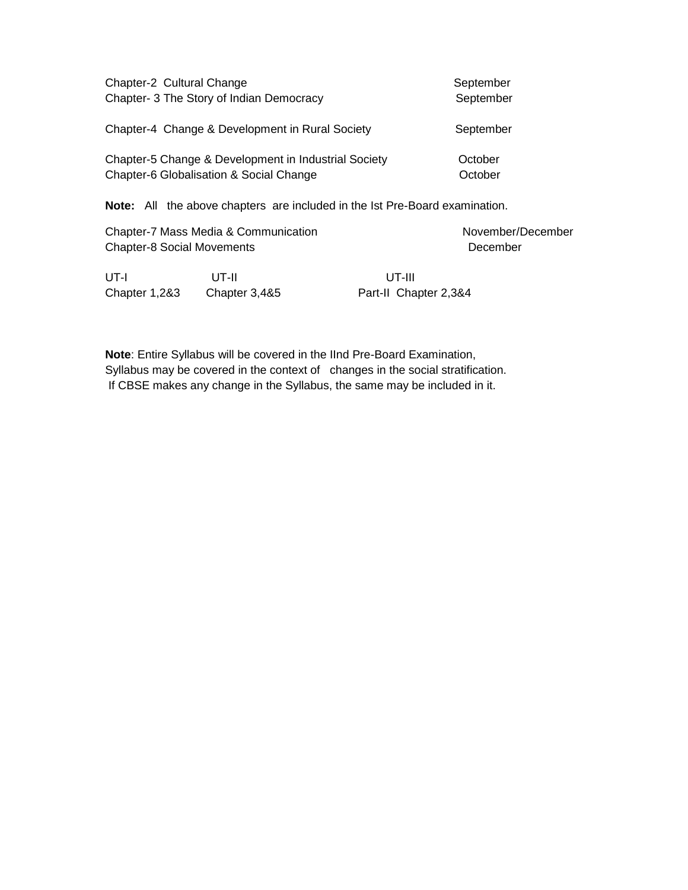| | |
|---|---|
| Chapter-2 Cultural Change | September |
| Chapter- 3 The Story of Indian Democracy | September |
| Chapter-4 Change & Development in Rural Society | September |
| Chapter-5 Change & Development in Industrial Society | October |
| Chapter-6 Globalisation & Social Change | October |

**Note:** All the above chapters are included in the Ist Pre-Board examination.

| | |
|---|---|
| Chapter-7 Mass Media & Communication | November/December |
| Chapter-8 Social Movements | December |

| UT-I | UT-II | UT-III |
|---|---|---|
| Chapter 1,2&3 | Chapter 3,4&5 | Part-II Chapter 2,3&4 |

**Note**: Entire Syllabus will be covered in the IInd Pre-Board Examination, Syllabus may be covered in the context of changes in the social stratification. If CBSE makes any change in the Syllabus, the same may be included in it.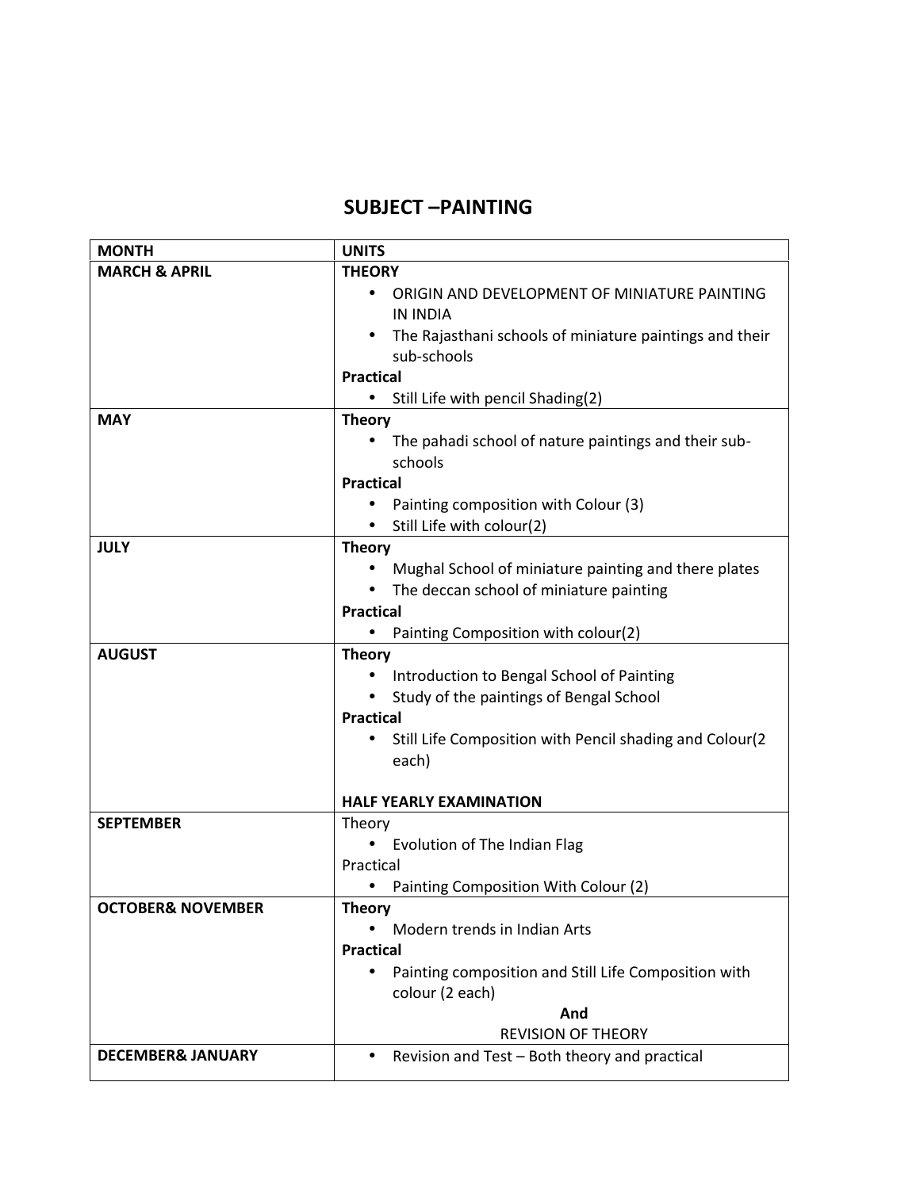## SUBJECT –PAINTING

| MONTH | UNITS |
|---|---|
| **MARCH & APRIL** | **THEORY**<br>• ORIGIN AND DEVELOPMENT OF MINIATURE PAINTING IN INDIA<br>• The Rajasthani schools of miniature paintings and their sub-schools<br>**Practical**<br>• Still Life with pencil Shading(2) |
| **MAY** | **Theory**<br>• The pahadi school of nature paintings and their sub-schools<br>**Practical**<br>• Painting composition with Colour (3)<br>• Still Life with colour(2) |
| **JULY** | **Theory**<br>• Mughal School of miniature painting and there plates<br>• The deccan school of miniature painting<br>**Practical**<br>• Painting Composition with colour(2) |
| **AUGUST** | **Theory**<br>• Introduction to Bengal School of Painting<br>• Study of the paintings of Bengal School<br>**Practical**<br>• Still Life Composition with Pencil shading and Colour(2 each)<br><br>**HALF YEARLY EXAMINATION** |
| **SEPTEMBER** | Theory<br>• Evolution of The Indian Flag<br>Practical<br>• Painting Composition With Colour (2) |
| **OCTOBER& NOVEMBER** | **Theory**<br>• Modern trends in Indian Arts<br>**Practical**<br>• Painting composition and Still Life Composition with colour (2 each)<br>**And**<br>REVISION OF THEORY |
| **DECEMBER& JANUARY** | • Revision and Test – Both theory and practical |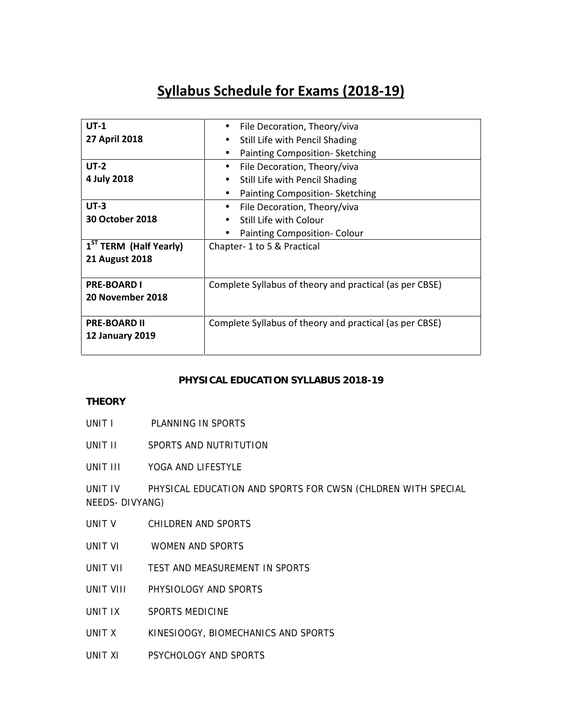# Syllabus Schedule for Exams (2018-19)

| | |
|---|---|
| **UT-1**<br>**27 April 2018** | • File Decoration, Theory/viva<br>• Still Life with Pencil Shading<br>• Painting Composition- Sketching |
| **UT-2**<br>**4 July 2018** | • File Decoration, Theory/viva<br>• Still Life with Pencil Shading<br>• Painting Composition- Sketching |
| **UT-3**<br>**30 October 2018** | • File Decoration, Theory/viva<br>• Still Life with Colour<br>• Painting Composition- Colour |
| **1ST TERM (Half Yearly)**<br>**21 August 2018** | Chapter- 1 to 5 & Practical |
| **PRE-BOARD I**<br>**20 November 2018** | Complete Syllabus of theory and practical (as per CBSE) |
| **PRE-BOARD II**<br>**12 January 2019** | Complete Syllabus of theory and practical (as per CBSE) |

**PHYSICAL EDUCATION SYLLABUS 2018-19**

**THEORY**

UNIT I PLANNING IN SPORTS

UNIT II SPORTS AND NUTRITUTION

UNIT III YOGA AND LIFESTYLE

UNIT IV PHYSICAL EDUCATION AND SPORTS FOR CWSN (CHLDREN WITH SPECIAL NEEDS- DIVYANG)

UNIT V CHILDREN AND SPORTS

UNIT VI WOMEN AND SPORTS

UNIT VII TEST AND MEASUREMENT IN SPORTS

UNIT VIII PHYSIOLOGY AND SPORTS

UNIT IX SPORTS MEDICINE

UNIT X KINESIOOGY, BIOMECHANICS AND SPORTS

UNIT XI PSYCHOLOGY AND SPORTS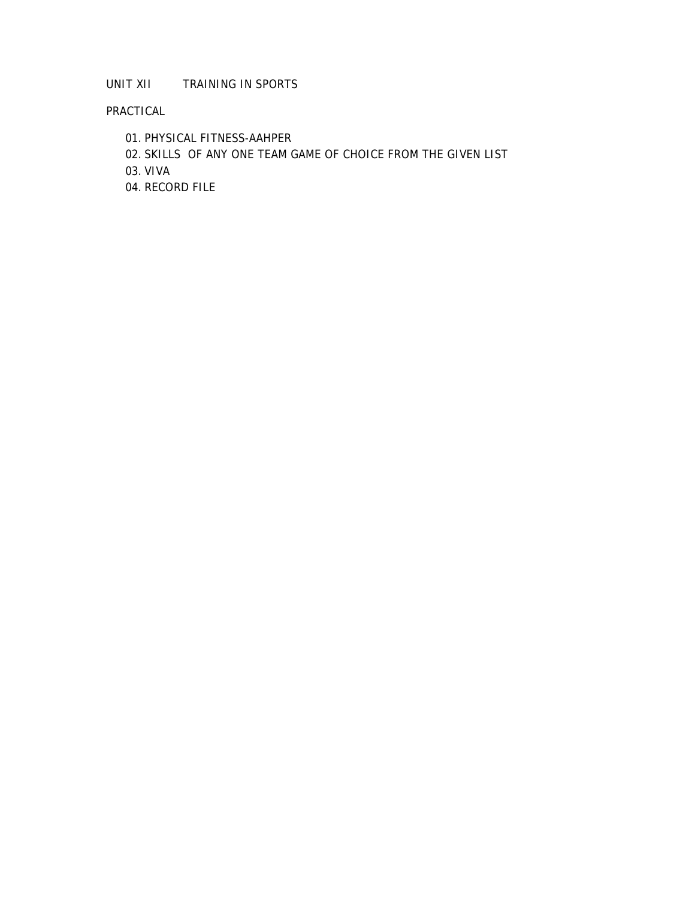UNIT XII TRAINING IN SPORTS

PRACTICAL

01. PHYSICAL FITNESS-AAHPER
02. SKILLS OF ANY ONE TEAM GAME OF CHOICE FROM THE GIVEN LIST
03. VIVA
04. RECORD FILE